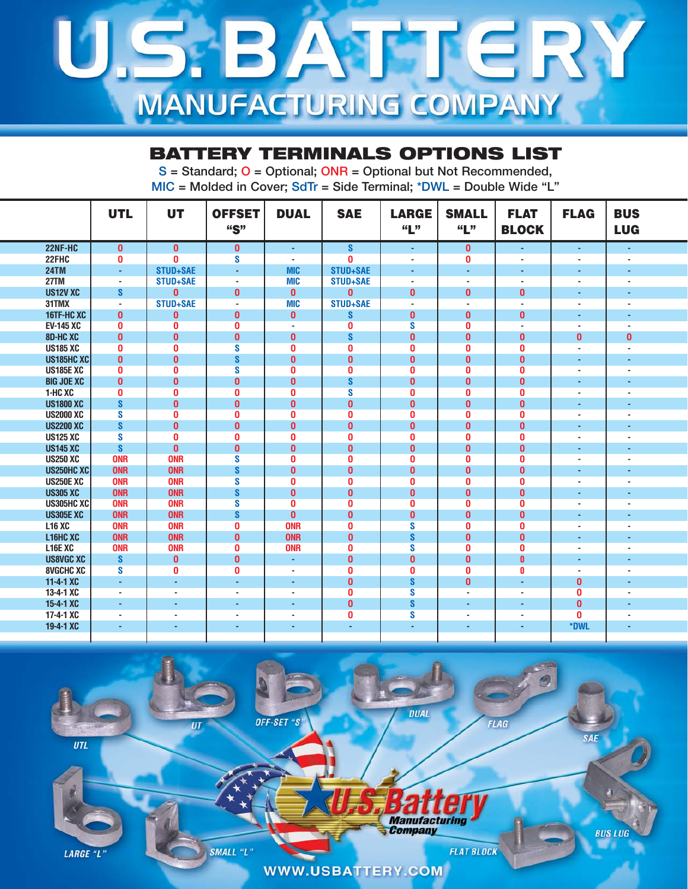# U.S. BATTERY

## MANUFACTURING COMPANY

## BATTERY TERMINALS OPTIONS LIST

S = Standard; O = Optional; ONR = Optional but Not Recommended,
MIC = Molded in Cover; SdTr = Side Terminal; *DWL = Double Wide "L"

| | UTL | UT | OFFSET "S" | DUAL | SAE | LARGE "L" | SMALL "L" | FLAT BLOCK | FLAG | BUS LUG |
|---|---|---|---|---|---|---|---|---|---|---|
| 22NF-HC | O | O | O | - | S | - | O | - | - | - |
| 22FHC | O | O | S | - | O | - | O | - | - | - |
| 24TM | - | STUD+SAE | - | MIC | STUD+SAE | - | - | - | - | - |
| 27TM | - | STUD+SAE | - | MIC | STUD+SAE | - | - | - | - | - |
| US12V XC | S | O | O | O | O | O | O | O | - | - |
| 31TMX | - | STUD+SAE | - | MIC | STUD+SAE | - | - | - | - | - |
| 16TF-HC XC | O | O | O | O | S | O | O | O | - | - |
| EV-145 XC | O | O | O | - | O | S | O | - | - | - |
| 8D-HC XC | O | O | O | O | S | O | O | O | O | O |
| US185 XC | O | O | S | O | O | O | O | O | - | - |
| US185HC XC | O | O | S | O | O | O | O | O | - | - |
| US185E XC | O | O | S | O | O | O | O | O | - | - |
| BIG JOE XC | O | O | O | O | S | O | O | O | - | - |
| 1-HC XC | O | O | O | O | S | O | O | O | - | - |
| US1800 XC | S | O | O | O | O | O | O | O | - | - |
| US2000 XC | S | O | O | O | O | O | O | O | - | - |
| US2200 XC | S | O | O | O | O | O | O | O | - | - |
| US125 XC | S | O | O | O | O | O | O | O | - | - |
| US145 XC | S | O | O | O | O | O | O | O | - | - |
| US250 XC | ONR | ONR | S | O | O | O | O | O | - | - |
| US250HC XC | ONR | ONR | S | O | O | O | O | O | - | - |
| US250E XC | ONR | ONR | S | O | O | O | O | O | - | - |
| US305 XC | ONR | ONR | S | O | O | O | O | O | - | - |
| US305HC XC | ONR | ONR | S | O | O | O | O | O | - | - |
| US305E XC | ONR | ONR | S | O | O | O | O | O | - | - |
| L16 XC | ONR | ONR | O | ONR | O | S | O | O | - | - |
| L16HC XC | ONR | ONR | O | ONR | O | S | O | O | - | - |
| L16E XC | ONR | ONR | O | ONR | O | S | O | O | - | - |
| US8VGC XC | S | O | O | - | O | O | O | O | - | - |
| 8VGCHC XC | S | O | O | - | O | O | O | O | - | - |
| 11-4-1 XC | - | - | - | - | O | S | O | - | O | - |
| 13-4-1 XC | - | - | - | - | O | S | - | - | O | - |
| 15-4-1 XC | - | - | - | - | O | S | - | - | O | - |
| 17-4-1 XC | - | - | - | - | O | S | - | - | O | - |
| 19-4-1 XC | - | - | - | - | - | - | - | - | *DWL | - |

UTL
UT
OFF-SET "S"
DUAL
FLAG
SAE
LARGE "L"
SMALL "L"
FLAT BLOCK
BUS LUG

WWW.USBATTERY.COM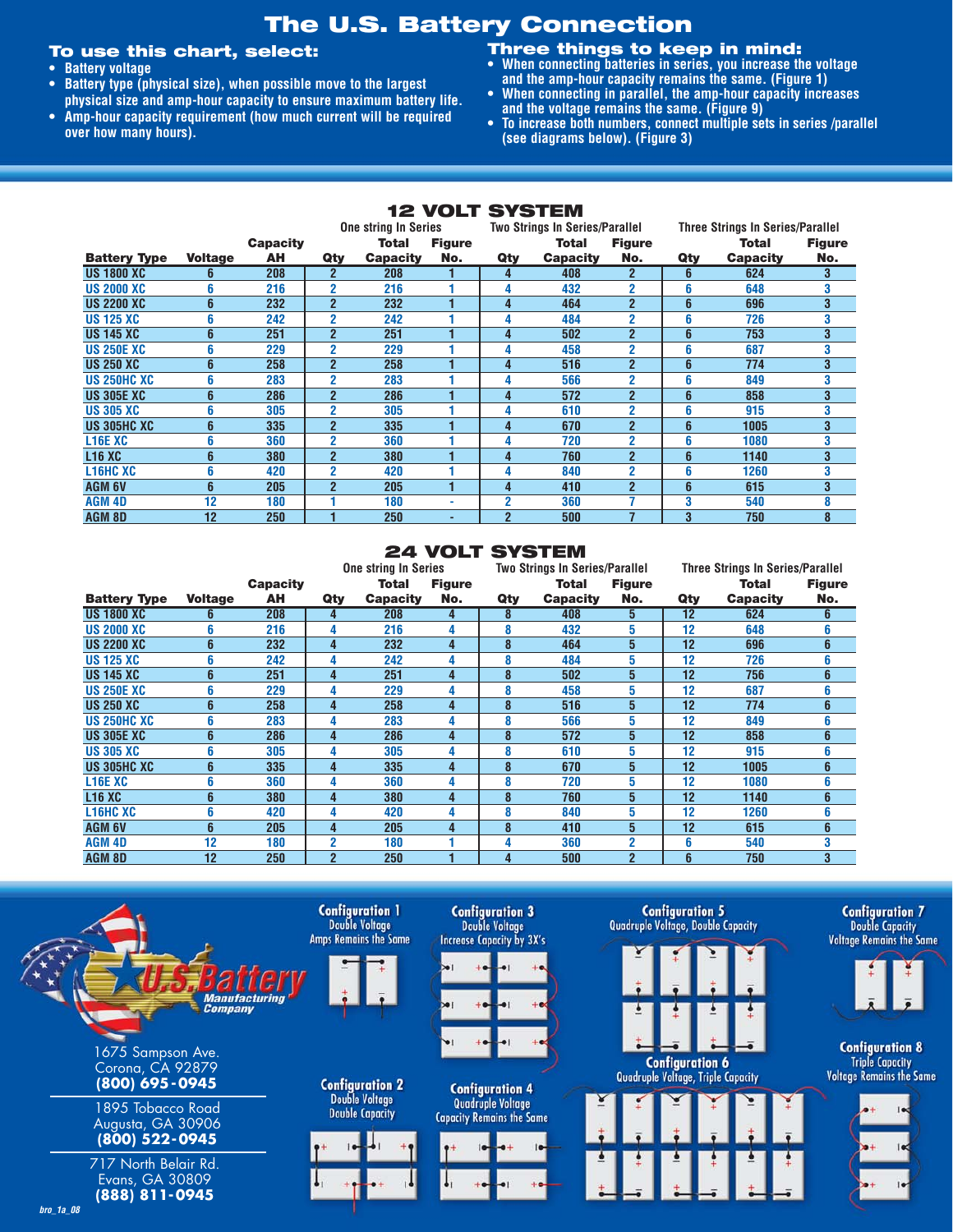# The U.S. Battery Connection

## To use this chart, select:

- Battery voltage
- Battery type (physical size), when possible move to the largest physical size and amp-hour capacity to ensure maximum battery life.
- Amp-hour capacity requirement (how much current will be required over how many hours).

## Three things to keep in mind:

- When connecting batteries in series, you increase the voltage and the amp-hour capacity remains the same. (Figure 1)
- When connecting in parallel, the amp-hour capacity increases and the voltage remains the same. (Figure 9)
- To increase both numbers, connect multiple sets in series /parallel (see diagrams below). (Figure 3)

## 12 VOLT SYSTEM

| | | | One string In Series | | | Two Strings In Series/Parallel | | | Three Strings In Series/Parallel | | |
|---|---|---|---|---|---|---|---|---|---|---|---|
| Battery Type | Voltage | Capacity AH | Qty | Total Capacity | Figure No. | Qty | Total Capacity | Figure No. | Qty | Total Capacity | Figure No. |
| US 1800 XC | 6 | 208 | 2 | 208 | 1 | 4 | 408 | 2 | 6 | 624 | 3 |
| US 2000 XC | 6 | 216 | 2 | 216 | 1 | 4 | 432 | 2 | 6 | 648 | 3 |
| US 2200 XC | 6 | 232 | 2 | 232 | 1 | 4 | 464 | 2 | 6 | 696 | 3 |
| US 125 XC | 6 | 242 | 2 | 242 | 1 | 4 | 484 | 2 | 6 | 726 | 3 |
| US 145 XC | 6 | 251 | 2 | 251 | 1 | 4 | 502 | 2 | 6 | 753 | 3 |
| US 250E XC | 6 | 229 | 2 | 229 | 1 | 4 | 458 | 2 | 6 | 687 | 3 |
| US 250 XC | 6 | 258 | 2 | 258 | 1 | 4 | 516 | 2 | 6 | 774 | 3 |
| US 250HC XC | 6 | 283 | 2 | 283 | 1 | 4 | 566 | 2 | 6 | 849 | 3 |
| US 305E XC | 6 | 286 | 2 | 286 | 1 | 4 | 572 | 2 | 6 | 858 | 3 |
| US 305 XC | 6 | 305 | 2 | 305 | 1 | 4 | 610 | 2 | 6 | 915 | 3 |
| US 305HC XC | 6 | 335 | 2 | 335 | 1 | 4 | 670 | 2 | 6 | 1005 | 3 |
| L16E XC | 6 | 360 | 2 | 360 | 1 | 4 | 720 | 2 | 6 | 1080 | 3 |
| L16 XC | 6 | 380 | 2 | 380 | 1 | 4 | 760 | 2 | 6 | 1140 | 3 |
| L16HC XC | 6 | 420 | 2 | 420 | 1 | 4 | 840 | 2 | 6 | 1260 | 3 |
| AGM 6V | 6 | 205 | 2 | 205 | 1 | 4 | 410 | 2 | 6 | 615 | 3 |
| AGM 4D | 12 | 180 | 1 | 180 | - | 2 | 360 | 7 | 3 | 540 | 8 |
| AGM 8D | 12 | 250 | 1 | 250 | - | 2 | 500 | 7 | 3 | 750 | 8 |

## 24 VOLT SYSTEM

| | | | One string In Series | | | Two Strings In Series/Parallel | | | Three Strings In Series/Parallel | | |
|---|---|---|---|---|---|---|---|---|---|---|---|
| Battery Type | Voltage | Capacity AH | Qty | Total Capacity | Figure No. | Qty | Total Capacity | Figure No. | Qty | Total Capacity | Figure No. |
| US 1800 XC | 6 | 208 | 4 | 208 | 4 | 8 | 408 | 5 | 12 | 624 | 6 |
| US 2000 XC | 6 | 216 | 4 | 216 | 4 | 8 | 432 | 5 | 12 | 648 | 6 |
| US 2200 XC | 6 | 232 | 4 | 232 | 4 | 8 | 464 | 5 | 12 | 696 | 6 |
| US 125 XC | 6 | 242 | 4 | 242 | 4 | 8 | 484 | 5 | 12 | 726 | 6 |
| US 145 XC | 6 | 251 | 4 | 251 | 4 | 8 | 502 | 5 | 12 | 756 | 6 |
| US 250E XC | 6 | 229 | 4 | 229 | 4 | 8 | 458 | 5 | 12 | 687 | 6 |
| US 250 XC | 6 | 258 | 4 | 258 | 4 | 8 | 516 | 5 | 12 | 774 | 6 |
| US 250HC XC | 6 | 283 | 4 | 283 | 4 | 8 | 566 | 5 | 12 | 849 | 6 |
| US 305E XC | 6 | 286 | 4 | 286 | 4 | 8 | 572 | 5 | 12 | 858 | 6 |
| US 305 XC | 6 | 305 | 4 | 305 | 4 | 8 | 610 | 5 | 12 | 915 | 6 |
| US 305HC XC | 6 | 335 | 4 | 335 | 4 | 8 | 670 | 5 | 12 | 1005 | 6 |
| L16E XC | 6 | 360 | 4 | 360 | 4 | 8 | 720 | 5 | 12 | 1080 | 6 |
| L16 XC | 6 | 380 | 4 | 380 | 4 | 8 | 760 | 5 | 12 | 1140 | 6 |
| L16HC XC | 6 | 420 | 4 | 420 | 4 | 8 | 840 | 5 | 12 | 1260 | 6 |
| AGM 6V | 6 | 205 | 4 | 205 | 4 | 8 | 410 | 5 | 12 | 615 | 6 |
| AGM 4D | 12 | 180 | 2 | 180 | 1 | 4 | 360 | 2 | 6 | 540 | 3 |
| AGM 8D | 12 | 250 | 2 | 250 | 1 | 4 | 500 | 2 | 6 | 750 | 3 |

U.S. Battery Manufacturing Company

1675 Sampson Ave.
Corona, CA 92879
**(800) 695-0945**

1895 Tobacco Road
Augusta, GA 30906
**(800) 522-0945**

717 North Belair Rd.
Evans, GA 30809
**(888) 811-0945**

**Configuration 1**
Double Voltage
Amps Remains the Same

**Configuration 2**
Double Voltage
Double Capacity

**Configuration 3**
Double Voltage
Increase Capacity by 3X's

**Configuration 4**
Quadruple Voltage
Capacity Remains the Same

**Configuration 5**
Quadruple Voltage, Double Capacity

**Configuration 6**
Quadruple Voltage, Triple Capacity

**Configuration 7**
Double Capacity
Voltage Remains the Same

**Configuration 8**
Triple Capacity
Voltage Remains the Same

bro_1a_08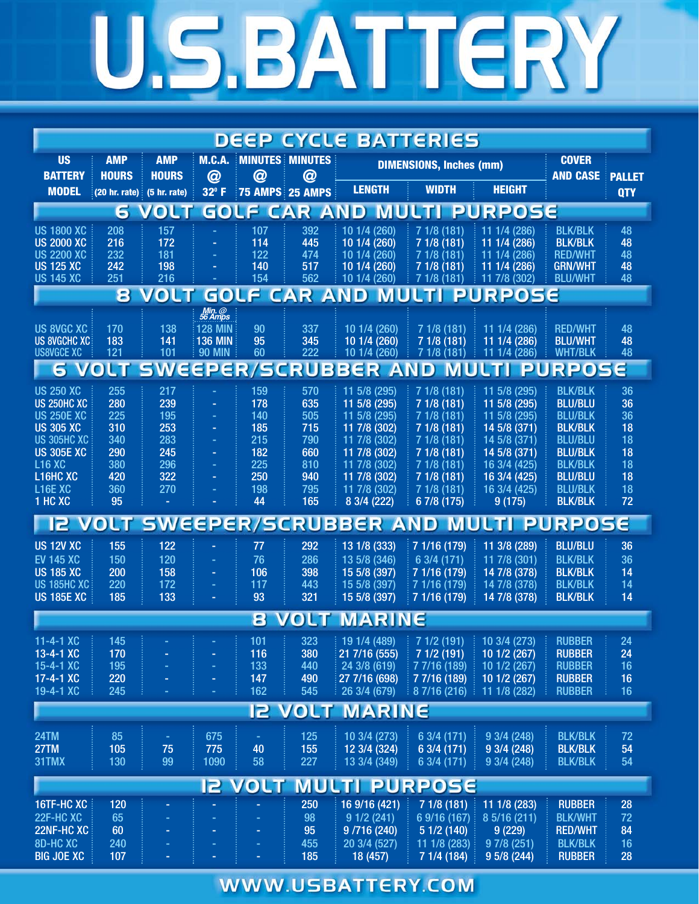# U.S.BATTERY

## DEEP CYCLE BATTERIES

| US BATTERY MODEL | AMP HOURS (20 hr. rate) | AMP HOURS (5 hr. rate) | M.C.A. @ 32° F | MINUTES @ 75 AMPS | MINUTES @ 25 AMPS | DIMENSIONS, Inches (mm) LENGTH | WIDTH | HEIGHT | COVER AND CASE | PALLET QTY |
|---|---|---|---|---|---|---|---|---|---|---|
| **6 VOLT GOLF CAR AND MULTI PURPOSE** | | | | | | | | | | |
| US 1800 XC | 208 | 157 | - | 107 | 392 | 10 1/4 (260) | 7 1/8 (181) | 11 1/4 (286) | BLK/BLK | 48 |
| US 2000 XC | 216 | 172 | - | 114 | 445 | 10 1/4 (260) | 7 1/8 (181) | 11 1/4 (286) | BLK/BLK | 48 |
| US 2200 XC | 232 | 181 | - | 122 | 474 | 10 1/4 (260) | 7 1/8 (181) | 11 1/4 (286) | RED/WHT | 48 |
| US 125 XC | 242 | 198 | - | 140 | 517 | 10 1/4 (260) | 7 1/8 (181) | 11 1/4 (286) | GRN/WHT | 48 |
| US 145 XC | 251 | 216 | - | 154 | 562 | 10 1/4 (260) | 7 1/8 (181) | 11 7/8 (302) | BLU/WHT | 48 |
| **8 VOLT GOLF CAR AND MULTI PURPOSE** | | | Min. @ 56 Amps | | | | | | | |
| US 8VGC XC | 170 | 138 | 128 MIN | 90 | 337 | 10 1/4 (260) | 7 1/8 (181) | 11 1/4 (286) | RED/WHT | 48 |
| US 8VGCHC XC | 183 | 141 | 136 MIN | 95 | 345 | 10 1/4 (260) | 7 1/8 (181) | 11 1/4 (286) | BLU/WHT | 48 |
| US8VGCE XC | 121 | 101 | 90 MIN | 60 | 222 | 10 1/4 (260) | 7 1/8 (181) | 11 1/4 (286) | WHT/BLK | 48 |
| **6 VOLT SWEEPER/SCRUBBER AND MULTI PURPOSE** | | | | | | | | | | |
| US 250 XC | 255 | 217 | - | 159 | 570 | 11 5/8 (295) | 7 1/8 (181) | 11 5/8 (295) | BLK/BLK | 36 |
| US 250HC XC | 280 | 239 | - | 178 | 635 | 11 5/8 (295) | 7 1/8 (181) | 11 5/8 (295) | BLU/BLU | 36 |
| US 250E XC | 225 | 195 | - | 140 | 505 | 11 5/8 (295) | 7 1/8 (181) | 11 5/8 (295) | BLU/BLK | 36 |
| US 305 XC | 310 | 253 | - | 185 | 715 | 11 7/8 (302) | 7 1/8 (181) | 14 5/8 (371) | BLK/BLK | 18 |
| US 305HC XC | 340 | 283 | - | 215 | 790 | 11 7/8 (302) | 7 1/8 (181) | 14 5/8 (371) | BLU/BLU | 18 |
| US 305E XC | 290 | 245 | - | 182 | 660 | 11 7/8 (302) | 7 1/8 (181) | 14 5/8 (371) | BLU/BLK | 18 |
| L16 XC | 380 | 296 | - | 225 | 810 | 11 7/8 (302) | 7 1/8 (181) | 16 3/4 (425) | BLK/BLK | 18 |
| L16HC XC | 420 | 322 | - | 250 | 940 | 11 7/8 (302) | 7 1/8 (181) | 16 3/4 (425) | BLU/BLU | 18 |
| L16E XC | 360 | 270 | - | 198 | 795 | 11 7/8 (302) | 7 1/8 (181) | 16 3/4 (425) | BLU/BLK | 18 |
| 1 HC XC | 95 | - | - | 44 | 165 | 8 3/4 (222) | 6 7/8 (175) | 9 (175) | BLK/BLK | 72 |
| **12 VOLT SWEEPER/SCRUBBER AND MULTI PURPOSE** | | | | | | | | | | |
| US 12V XC | 155 | 122 | - | 77 | 292 | 13 1/8 (333) | 7 1/16 (179) | 11 3/8 (289) | BLU/BLU | 36 |
| EV 145 XC | 150 | 120 | - | 76 | 286 | 13 5/8 (346) | 6 3/4 (171) | 11 7/8 (301) | BLK/BLK | 36 |
| US 185 XC | 200 | 158 | - | 106 | 398 | 15 5/8 (397) | 7 1/16 (179) | 14 7/8 (378) | BLK/BLK | 14 |
| US 185HC XC | 220 | 172 | - | 117 | 443 | 15 5/8 (397) | 7 1/16 (179) | 14 7/8 (378) | BLK/BLK | 14 |
| US 185E XC | 185 | 133 | - | 93 | 321 | 15 5/8 (397) | 7 1/16 (179) | 14 7/8 (378) | BLK/BLK | 14 |
| **8 VOLT MARINE** | | | | | | | | | | |
| 11-4-1 XC | 145 | - | - | 101 | 323 | 19 1/4 (489) | 7 1/2 (191) | 10 3/4 (273) | RUBBER | 24 |
| 13-4-1 XC | 170 | - | - | 116 | 380 | 21 7/16 (555) | 7 1/2 (191) | 10 1/2 (267) | RUBBER | 24 |
| 15-4-1 XC | 195 | - | - | 133 | 440 | 24 3/8 (619) | 7 7/16 (189) | 10 1/2 (267) | RUBBER | 16 |
| 17-4-1 XC | 220 | - | - | 147 | 490 | 27 7/16 (698) | 7 7/16 (189) | 10 1/2 (267) | RUBBER | 16 |
| 19-4-1 XC | 245 | - | - | 162 | 545 | 26 3/4 (679) | 8 7/16 (216) | 11 1/8 (282) | RUBBER | 16 |
| **12 VOLT MARINE** | | | | | | | | | | |
| 24TM | 85 | - | 675 | - | 125 | 10 3/4 (273) | 6 3/4 (171) | 9 3/4 (248) | BLK/BLK | 72 |
| 27TM | 105 | 75 | 775 | 40 | 155 | 12 3/4 (324) | 6 3/4 (171) | 9 3/4 (248) | BLK/BLK | 54 |
| 31TMX | 130 | 99 | 1090 | 58 | 227 | 13 3/4 (349) | 6 3/4 (171) | 9 3/4 (248) | BLK/BLK | 54 |
| **12 VOLT MULTI PURPOSE** | | | | | | | | | | |
| 16TF-HC XC | 120 | - | - | - | 250 | 16 9/16 (421) | 7 1/8 (181) | 11 1/8 (283) | RUBBER | 28 |
| 22F-HC XC | 65 | - | - | - | 98 | 9 1/2 (241) | 6 9/16 (167) | 8 5/16 (211) | BLK/WHT | 72 |
| 22NF-HC XC | 60 | - | - | - | 95 | 9 /716 (240) | 5 1/2 (140) | 9 (229) | RED/WHT | 84 |
| 8D-HC XC | 240 | - | - | - | 455 | 20 3/4 (527) | 11 1/8 (283) | 9 7/8 (251) | BLK/BLK | 16 |
| BIG JOE XC | 107 | - | - | - | 185 | 18 (457) | 7 1/4 (184) | 9 5/8 (244) | RUBBER | 28 |

WWW.USBATTERY.COM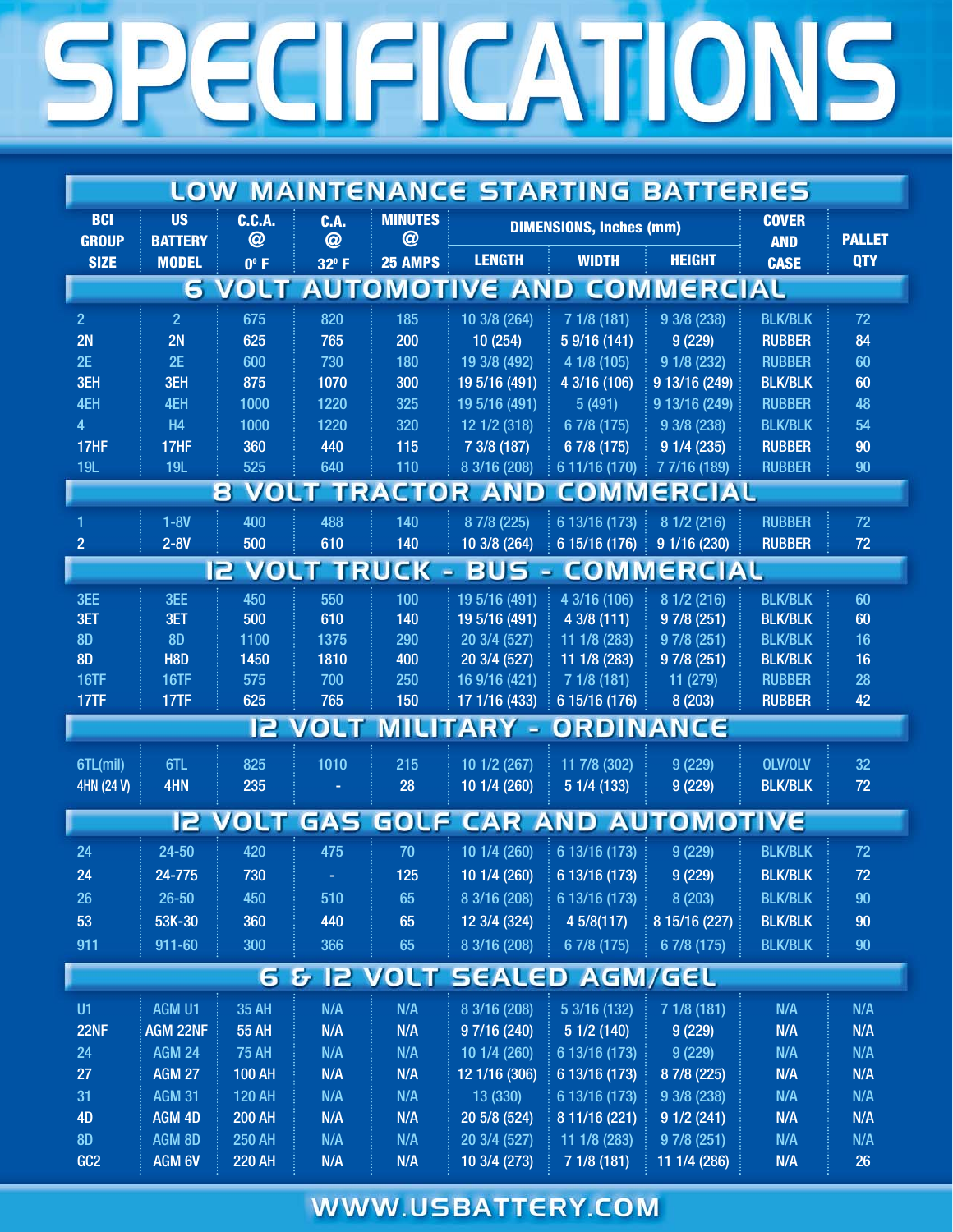# SPECIFICATIONS

## LOW MAINTENANCE STARTING BATTERIES

| BCI GROUP SIZE | US BATTERY MODEL | C.C.A. @ 0° F | C.A. @ 32° F | MINUTES @ 25 AMPS | DIMENSIONS, Inches (mm) | | | COVER AND CASE | PALLET QTY |
|---|---|---|---|---|---|---|---|---|---|
| | | | | | LENGTH | WIDTH | HEIGHT | | |
| **6 VOLT AUTOMOTIVE AND COMMERCIAL** | | | | | | | | | |
| 2 | 2 | 675 | 820 | 185 | 10 3/8 (264) | 7 1/8 (181) | 9 3/8 (238) | BLK/BLK | 72 |
| 2N | 2N | 625 | 765 | 200 | 10 (254) | 5 9/16 (141) | 9 (229) | RUBBER | 84 |
| 2E | 2E | 600 | 730 | 180 | 19 3/8 (492) | 4 1/8 (105) | 9 1/8 (232) | RUBBER | 60 |
| 3EH | 3EH | 875 | 1070 | 300 | 19 5/16 (491) | 4 3/16 (106) | 9 13/16 (249) | BLK/BLK | 60 |
| 4EH | 4EH | 1000 | 1220 | 325 | 19 5/16 (491) | 5 (491) | 9 13/16 (249) | RUBBER | 48 |
| 4 | H4 | 1000 | 1220 | 320 | 12 1/2 (318) | 6 7/8 (175) | 9 3/8 (238) | BLK/BLK | 54 |
| 17HF | 17HF | 360 | 440 | 115 | 7 3/8 (187) | 6 7/8 (175) | 9 1/4 (235) | RUBBER | 90 |
| 19L | 19L | 525 | 640 | 110 | 8 3/16 (208) | 6 11/16 (170) | 7 7/16 (189) | RUBBER | 90 |
| **8 VOLT TRACTOR AND COMMERCIAL** | | | | | | | | | |
| 1 | 1-8V | 400 | 488 | 140 | 8 7/8 (225) | 6 13/16 (173) | 8 1/2 (216) | RUBBER | 72 |
| 2 | 2-8V | 500 | 610 | 140 | 10 3/8 (264) | 6 15/16 (176) | 9 1/16 (230) | RUBBER | 72 |
| **12 VOLT TRUCK - BUS - COMMERCIAL** | | | | | | | | | |
| 3EE | 3EE | 450 | 550 | 100 | 19 5/16 (491) | 4 3/16 (106) | 8 1/2 (216) | BLK/BLK | 60 |
| 3ET | 3ET | 500 | 610 | 140 | 19 5/16 (491) | 4 3/8 (111) | 9 7/8 (251) | BLK/BLK | 60 |
| 8D | 8D | 1100 | 1375 | 290 | 20 3/4 (527) | 11 1/8 (283) | 9 7/8 (251) | BLK/BLK | 16 |
| 8D | H8D | 1450 | 1810 | 400 | 20 3/4 (527) | 11 1/8 (283) | 9 7/8 (251) | BLK/BLK | 16 |
| 16TF | 16TF | 575 | 700 | 250 | 16 9/16 (421) | 7 1/8 (181) | 11 (279) | RUBBER | 28 |
| 17TF | 17TF | 625 | 765 | 150 | 17 1/16 (433) | 6 15/16 (176) | 8 (203) | RUBBER | 42 |
| **12 VOLT MILITARY - ORDINANCE** | | | | | | | | | |
| 6TL(mil) | 6TL | 825 | 1010 | 215 | 10 1/2 (267) | 11 7/8 (302) | 9 (229) | OLV/OLV | 32 |
| 4HN (24 V) | 4HN | 235 | - | 28 | 10 1/4 (260) | 5 1/4 (133) | 9 (229) | BLK/BLK | 72 |
| **12 VOLT GAS GOLF CAR AND AUTOMOTIVE** | | | | | | | | | |
| 24 | 24-50 | 420 | 475 | 70 | 10 1/4 (260) | 6 13/16 (173) | 9 (229) | BLK/BLK | 72 |
| 24 | 24-775 | 730 | - | 125 | 10 1/4 (260) | 6 13/16 (173) | 9 (229) | BLK/BLK | 72 |
| 26 | 26-50 | 450 | 510 | 65 | 8 3/16 (208) | 6 13/16 (173) | 8 (203) | BLK/BLK | 90 |
| 53 | 53K-30 | 360 | 440 | 65 | 12 3/4 (324) | 4 5/8(117) | 8 15/16 (227) | BLK/BLK | 90 |
| 911 | 911-60 | 300 | 366 | 65 | 8 3/16 (208) | 6 7/8 (175) | 6 7/8 (175) | BLK/BLK | 90 |
| **6 & 12 VOLT SEALED AGM/GEL** | | | | | | | | | |
| U1 | AGM U1 | 35 AH | N/A | N/A | 8 3/16 (208) | 5 3/16 (132) | 7 1/8 (181) | N/A | N/A |
| 22NF | AGM 22NF | 55 AH | N/A | N/A | 9 7/16 (240) | 5 1/2 (140) | 9 (229) | N/A | N/A |
| 24 | AGM 24 | 75 AH | N/A | N/A | 10 1/4 (260) | 6 13/16 (173) | 9 (229) | N/A | N/A |
| 27 | AGM 27 | 100 AH | N/A | N/A | 12 1/16 (306) | 6 13/16 (173) | 8 7/8 (225) | N/A | N/A |
| 31 | AGM 31 | 120 AH | N/A | N/A | 13 (330) | 6 13/16 (173) | 9 3/8 (238) | N/A | N/A |
| 4D | AGM 4D | 200 AH | N/A | N/A | 20 5/8 (524) | 8 11/16 (221) | 9 1/2 (241) | N/A | N/A |
| 8D | AGM 8D | 250 AH | N/A | N/A | 20 3/4 (527) | 11 1/8 (283) | 9 7/8 (251) | N/A | N/A |
| GC2 | AGM 6V | 220 AH | N/A | N/A | 10 3/4 (273) | 7 1/8 (181) | 11 1/4 (286) | N/A | 26 |

WWW.USBATTERY.COM